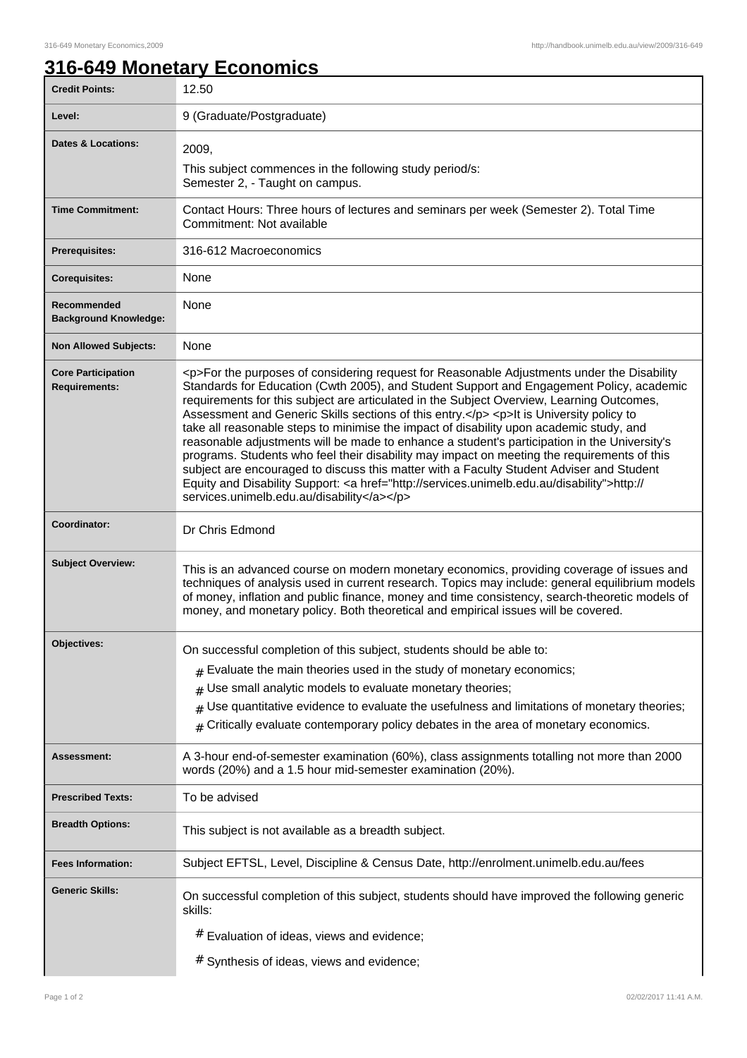# 316-649 Monetary Economics

| | |
|---|---|
| **Credit Points:** | 12.50 |
| **Level:** | 9 (Graduate/Postgraduate) |
| **Dates & Locations:** | 2009,<br>This subject commences in the following study period/s:<br>Semester 2, - Taught on campus. |
| **Time Commitment:** | Contact Hours: Three hours of lectures and seminars per week (Semester 2). Total Time Commitment: Not available |
| **Prerequisites:** | 316-612 Macroeconomics |
| **Corequisites:** | None |
| **Recommended Background Knowledge:** | None |
| **Non Allowed Subjects:** | None |
| **Core Participation Requirements:** | <p>For the purposes of considering request for Reasonable Adjustments under the Disability Standards for Education (Cwth 2005), and Student Support and Engagement Policy, academic requirements for this subject are articulated in the Subject Overview, Learning Outcomes, Assessment and Generic Skills sections of this entry.</p> <p>It is University policy to take all reasonable steps to minimise the impact of disability upon academic study, and reasonable adjustments will be made to enhance a student's participation in the University's programs. Students who feel their disability may impact on meeting the requirements of this subject are encouraged to discuss this matter with a Faculty Student Adviser and Student Equity and Disability Support: <a href="http://services.unimelb.edu.au/disability">http://services.unimelb.edu.au/disability</a></p> |
| **Coordinator:** | Dr Chris Edmond |
| **Subject Overview:** | This is an advanced course on modern monetary economics, providing coverage of issues and techniques of analysis used in current research. Topics may include: general equilibrium models of money, inflation and public finance, money and time consistency, search-theoretic models of money, and monetary policy. Both theoretical and empirical issues will be covered. |
| **Objectives:** | On successful completion of this subject, students should be able to:<br># Evaluate the main theories used in the study of monetary economics;<br># Use small analytic models to evaluate monetary theories;<br># Use quantitative evidence to evaluate the usefulness and limitations of monetary theories;<br># Critically evaluate contemporary policy debates in the area of monetary economics. |
| **Assessment:** | A 3-hour end-of-semester examination (60%), class assignments totalling not more than 2000 words (20%) and a 1.5 hour mid-semester examination (20%). |
| **Prescribed Texts:** | To be advised |
| **Breadth Options:** | This subject is not available as a breadth subject. |
| **Fees Information:** | Subject EFTSL, Level, Discipline & Census Date, http://enrolment.unimelb.edu.au/fees |
| **Generic Skills:** | On successful completion of this subject, students should have improved the following generic skills:<br># Evaluation of ideas, views and evidence;<br># Synthesis of ideas, views and evidence; |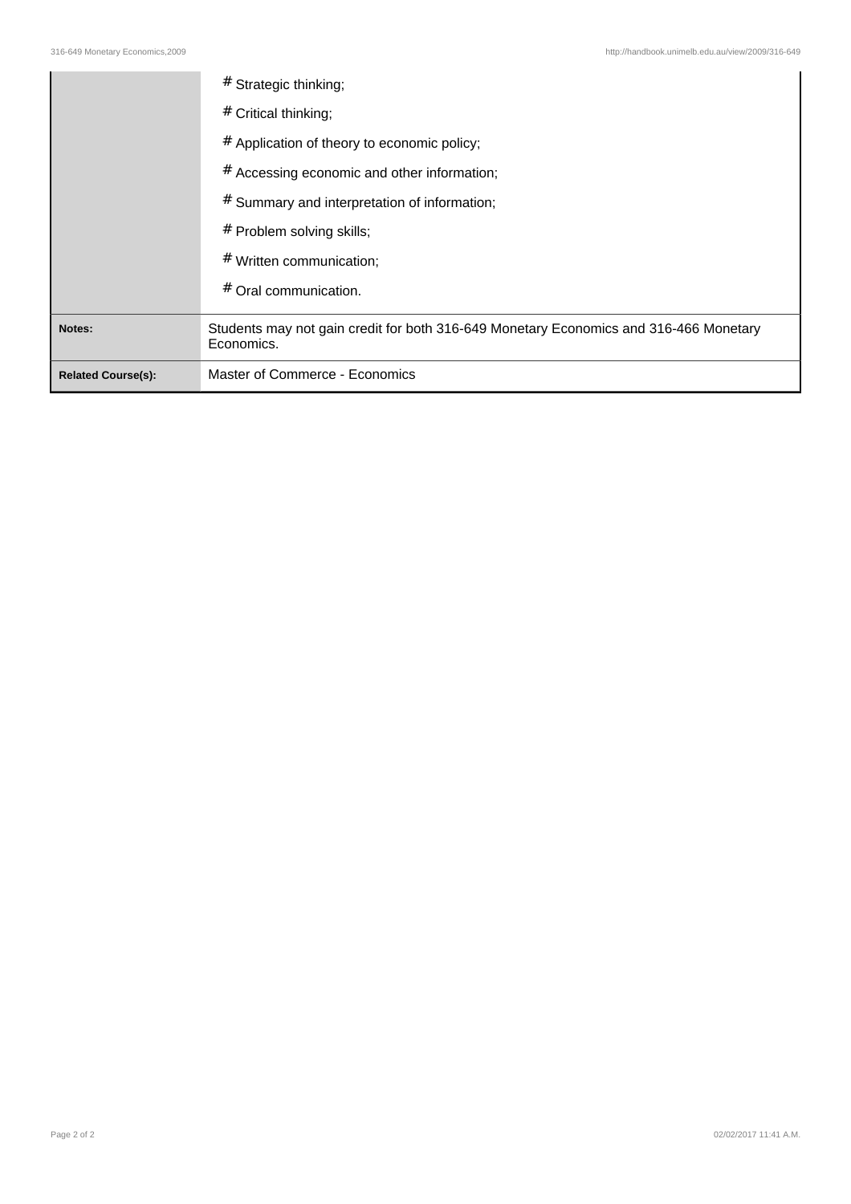| | |
|---|---|
| | # Strategic thinking;<br># Critical thinking;<br># Application of theory to economic policy;<br># Accessing economic and other information;<br># Summary and interpretation of information;<br># Problem solving skills;<br># Written communication;<br># Oral communication. |
| **Notes:** | Students may not gain credit for both 316-649 Monetary Economics and 316-466 Monetary Economics. |
| **Related Course(s):** | Master of Commerce - Economics |